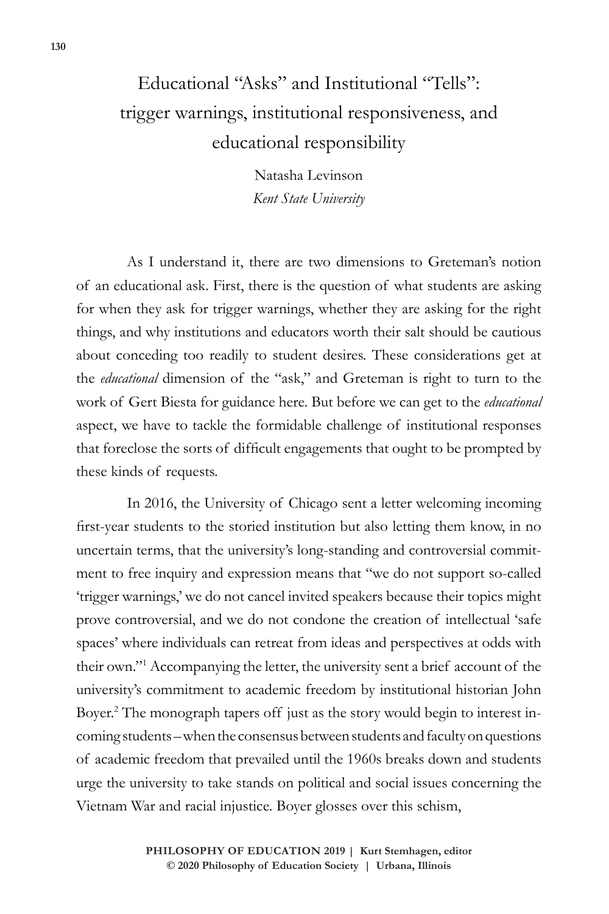# Educational "Asks" and Institutional "Tells": trigger warnings, institutional responsiveness, and educational responsibility

Natasha Levinson
*Kent State University*

As I understand it, there are two dimensions to Greteman's notion of an educational ask. First, there is the question of what students are asking for when they ask for trigger warnings, whether they are asking for the right things, and why institutions and educators worth their salt should be cautious about conceding too readily to student desires. These considerations get at the *educational* dimension of the "ask," and Greteman is right to turn to the work of Gert Biesta for guidance here. But before we can get to the *educational* aspect, we have to tackle the formidable challenge of institutional responses that foreclose the sorts of difficult engagements that ought to be prompted by these kinds of requests.

In 2016, the University of Chicago sent a letter welcoming incoming first-year students to the storied institution but also letting them know, in no uncertain terms, that the university's long-standing and controversial commitment to free inquiry and expression means that "we do not support so-called 'trigger warnings,' we do not cancel invited speakers because their topics might prove controversial, and we do not condone the creation of intellectual 'safe spaces' where individuals can retreat from ideas and perspectives at odds with their own."[1] Accompanying the letter, the university sent a brief account of the university's commitment to academic freedom by institutional historian John Boyer.[2] The monograph tapers off just as the story would begin to interest incoming students – when the consensus between students and faculty on questions of academic freedom that prevailed until the 1960s breaks down and students urge the university to take stands on political and social issues concerning the Vietnam War and racial injustice. Boyer glosses over this schism,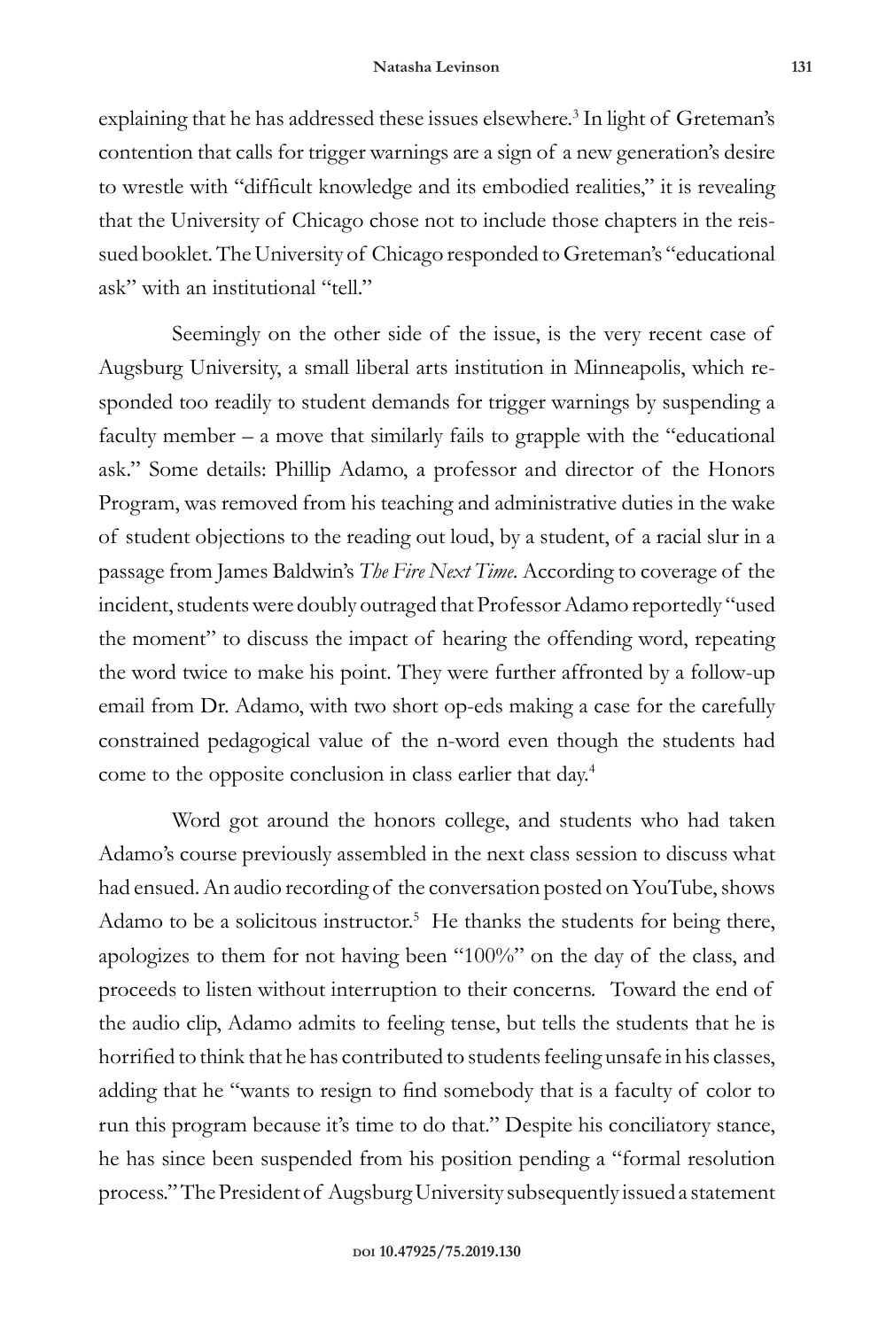explaining that he has addressed these issues elsewhere.[3] In light of Greteman's contention that calls for trigger warnings are a sign of a new generation's desire to wrestle with "difficult knowledge and its embodied realities," it is revealing that the University of Chicago chose not to include those chapters in the reissued booklet. The University of Chicago responded to Greteman's "educational ask" with an institutional "tell."

Seemingly on the other side of the issue, is the very recent case of Augsburg University, a small liberal arts institution in Minneapolis, which responded too readily to student demands for trigger warnings by suspending a faculty member – a move that similarly fails to grapple with the "educational ask." Some details: Phillip Adamo, a professor and director of the Honors Program, was removed from his teaching and administrative duties in the wake of student objections to the reading out loud, by a student, of a racial slur in a passage from James Baldwin's *The Fire Next Time*. According to coverage of the incident, students were doubly outraged that Professor Adamo reportedly "used the moment" to discuss the impact of hearing the offending word, repeating the word twice to make his point. They were further affronted by a follow-up email from Dr. Adamo, with two short op-eds making a case for the carefully constrained pedagogical value of the n-word even though the students had come to the opposite conclusion in class earlier that day.[4]

Word got around the honors college, and students who had taken Adamo's course previously assembled in the next class session to discuss what had ensued. An audio recording of the conversation posted on YouTube, shows Adamo to be a solicitous instructor.[5] He thanks the students for being there, apologizes to them for not having been "100%" on the day of the class, and proceeds to listen without interruption to their concerns. Toward the end of the audio clip, Adamo admits to feeling tense, but tells the students that he is horrified to think that he has contributed to students feeling unsafe in his classes, adding that he "wants to resign to find somebody that is a faculty of color to run this program because it's time to do that." Despite his conciliatory stance, he has since been suspended from his position pending a "formal resolution process." The President of Augsburg University subsequently issued a statement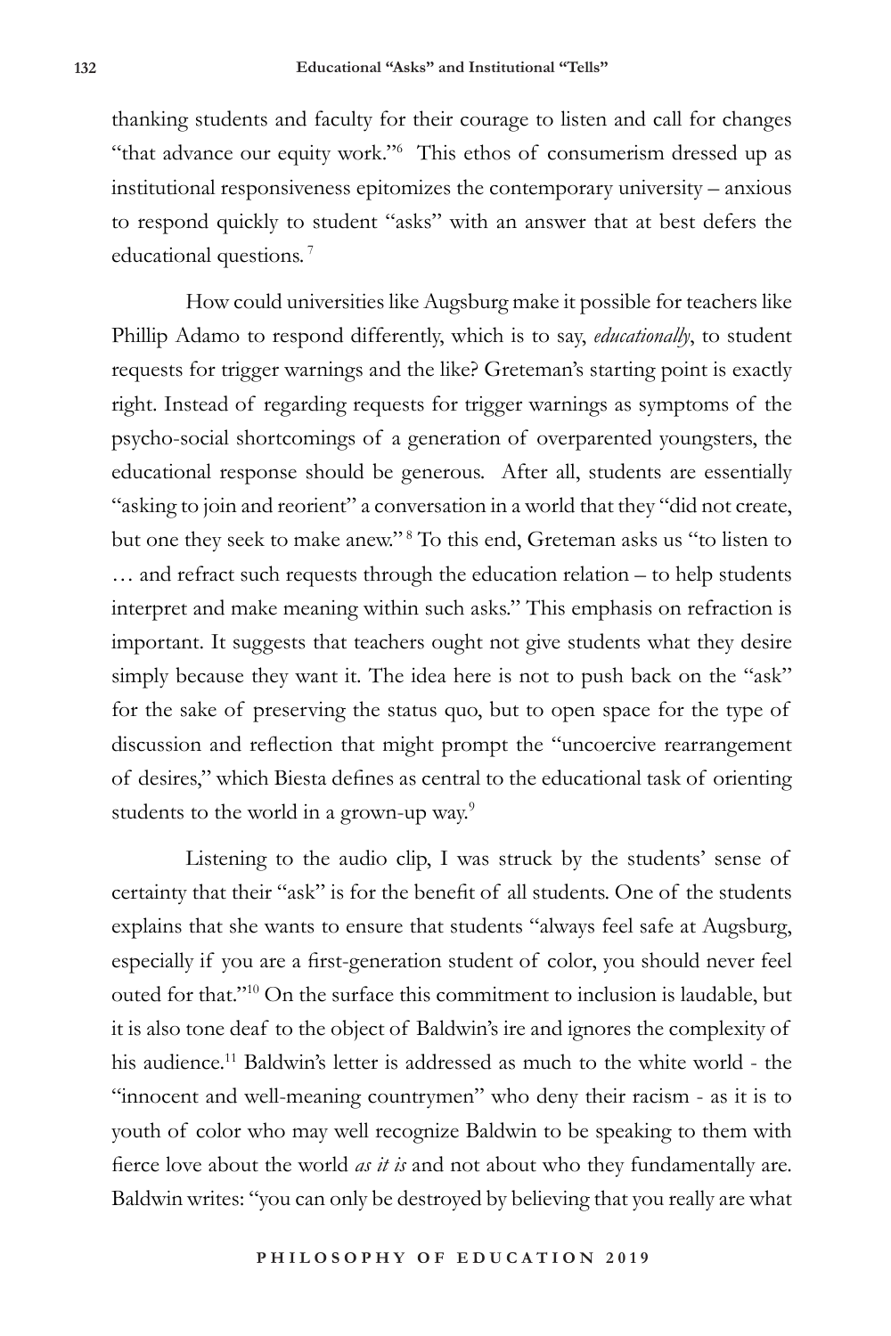thanking students and faculty for their courage to listen and call for changes "that advance our equity work."[6] This ethos of consumerism dressed up as institutional responsiveness epitomizes the contemporary university – anxious to respond quickly to student "asks" with an answer that at best defers the educational questions.[7]

How could universities like Augsburg make it possible for teachers like Phillip Adamo to respond differently, which is to say, *educationally*, to student requests for trigger warnings and the like? Greteman's starting point is exactly right. Instead of regarding requests for trigger warnings as symptoms of the psycho-social shortcomings of a generation of overparented youngsters, the educational response should be generous. After all, students are essentially "asking to join and reorient" a conversation in a world that they "did not create, but one they seek to make anew."[8] To this end, Greteman asks us "to listen to … and refract such requests through the education relation – to help students interpret and make meaning within such asks." This emphasis on refraction is important. It suggests that teachers ought not give students what they desire simply because they want it. The idea here is not to push back on the "ask" for the sake of preserving the status quo, but to open space for the type of discussion and reflection that might prompt the "uncoercive rearrangement of desires," which Biesta defines as central to the educational task of orienting students to the world in a grown-up way.[9]

Listening to the audio clip, I was struck by the students' sense of certainty that their "ask" is for the benefit of all students. One of the students explains that she wants to ensure that students "always feel safe at Augsburg, especially if you are a first-generation student of color, you should never feel outed for that."[10] On the surface this commitment to inclusion is laudable, but it is also tone deaf to the object of Baldwin's ire and ignores the complexity of his audience.[11] Baldwin's letter is addressed as much to the white world - the "innocent and well-meaning countrymen" who deny their racism - as it is to youth of color who may well recognize Baldwin to be speaking to them with fierce love about the world *as it is* and not about who they fundamentally are. Baldwin writes: "you can only be destroyed by believing that you really are what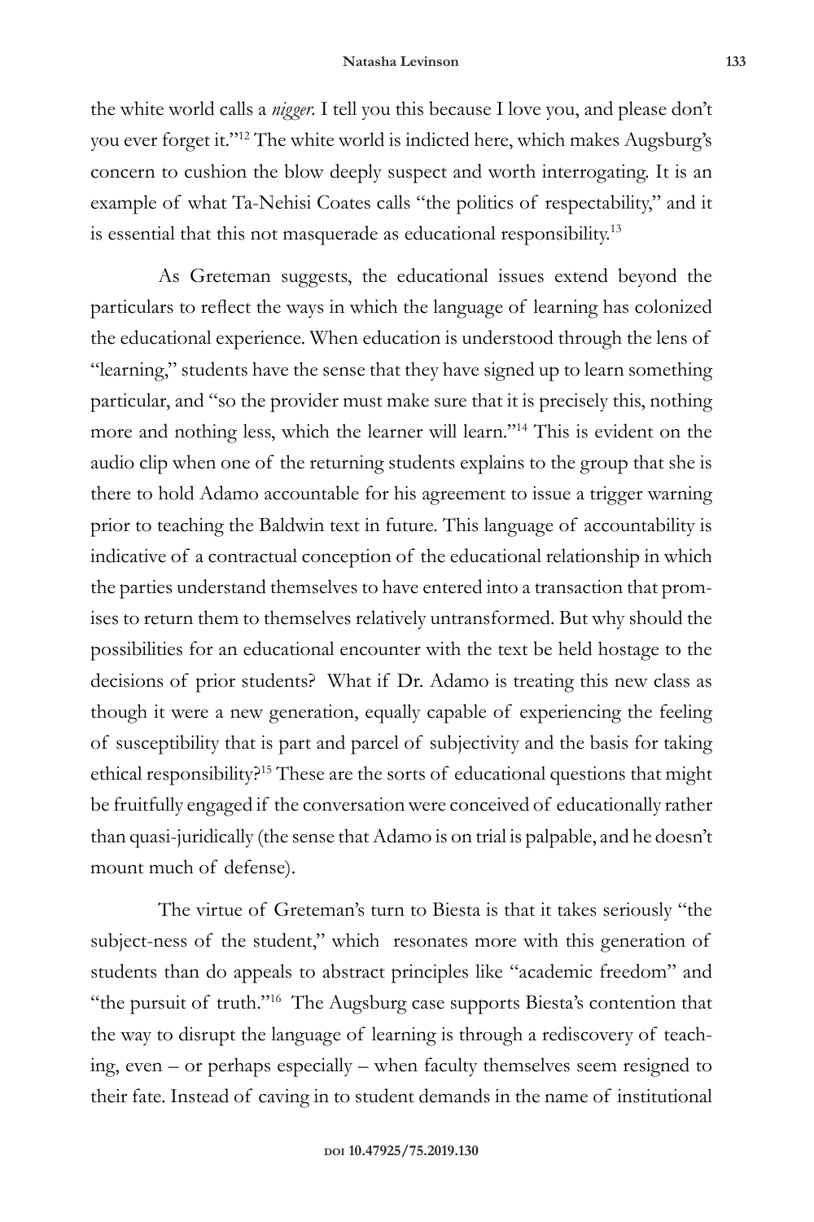the white world calls a *nigger*. I tell you this because I love you, and please don't you ever forget it."[12] The white world is indicted here, which makes Augsburg's concern to cushion the blow deeply suspect and worth interrogating. It is an example of what Ta-Nehisi Coates calls "the politics of respectability," and it is essential that this not masquerade as educational responsibility.[13]

As Greteman suggests, the educational issues extend beyond the particulars to reflect the ways in which the language of learning has colonized the educational experience. When education is understood through the lens of "learning," students have the sense that they have signed up to learn something particular, and "so the provider must make sure that it is precisely this, nothing more and nothing less, which the learner will learn."[14] This is evident on the audio clip when one of the returning students explains to the group that she is there to hold Adamo accountable for his agreement to issue a trigger warning prior to teaching the Baldwin text in future. This language of accountability is indicative of a contractual conception of the educational relationship in which the parties understand themselves to have entered into a transaction that promises to return them to themselves relatively untransformed. But why should the possibilities for an educational encounter with the text be held hostage to the decisions of prior students? What if Dr. Adamo is treating this new class as though it were a new generation, equally capable of experiencing the feeling of susceptibility that is part and parcel of subjectivity and the basis for taking ethical responsibility?[15] These are the sorts of educational questions that might be fruitfully engaged if the conversation were conceived of educationally rather than quasi-juridically (the sense that Adamo is on trial is palpable, and he doesn't mount much of defense).

The virtue of Greteman's turn to Biesta is that it takes seriously "the subject-ness of the student," which resonates more with this generation of students than do appeals to abstract principles like "academic freedom" and "the pursuit of truth."[16] The Augsburg case supports Biesta's contention that the way to disrupt the language of learning is through a rediscovery of teaching, even – or perhaps especially – when faculty themselves seem resigned to their fate. Instead of caving in to student demands in the name of institutional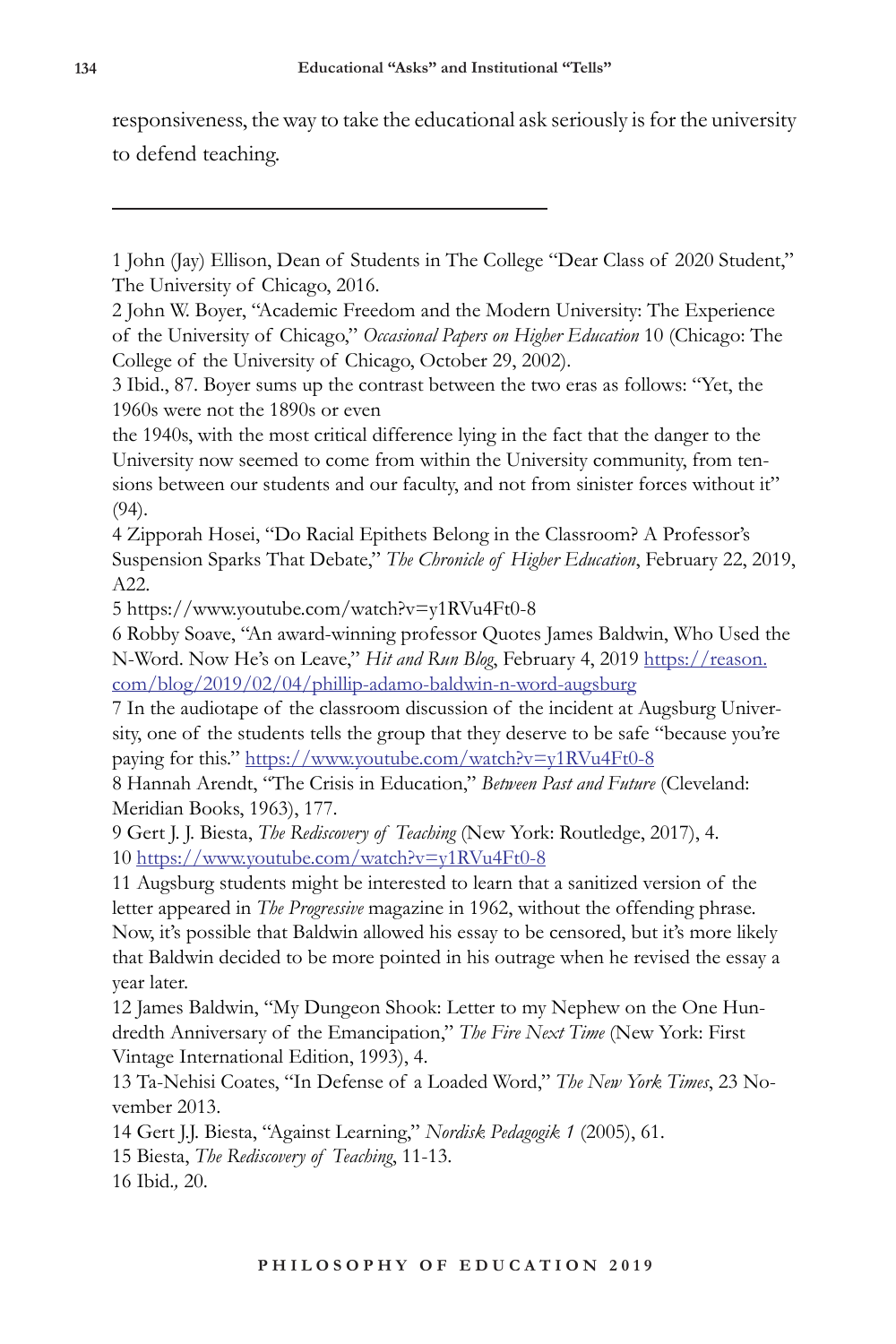responsiveness, the way to take the educational ask seriously is for the university to defend teaching.

---

1 John (Jay) Ellison, Dean of Students in The College "Dear Class of 2020 Student," The University of Chicago, 2016.

2 John W. Boyer, "Academic Freedom and the Modern University: The Experience of the University of Chicago," *Occasional Papers on Higher Education* 10 (Chicago: The College of the University of Chicago, October 29, 2002).

3 Ibid., 87. Boyer sums up the contrast between the two eras as follows: "Yet, the 1960s were not the 1890s or even the 1940s, with the most critical difference lying in the fact that the danger to the University now seemed to come from within the University community, from tensions between our students and our faculty, and not from sinister forces without it" (94).

4 Zipporah Hosei, "Do Racial Epithets Belong in the Classroom? A Professor's Suspension Sparks That Debate," *The Chronicle of Higher Education*, February 22, 2019, A22.

5 https://www.youtube.com/watch?v=y1RVu4Ft0-8

6 Robby Soave, "An award-winning professor Quotes James Baldwin, Who Used the N-Word. Now He's on Leave," *Hit and Run Blog*, February 4, 2019 https://reason.com/blog/2019/02/04/phillip-adamo-baldwin-n-word-augsburg

7 In the audiotape of the classroom discussion of the incident at Augsburg University, one of the students tells the group that they deserve to be safe "because you're paying for this." https://www.youtube.com/watch?v=y1RVu4Ft0-8

8 Hannah Arendt, "The Crisis in Education," *Between Past and Future* (Cleveland: Meridian Books, 1963), 177.

9 Gert J. J. Biesta, *The Rediscovery of Teaching* (New York: Routledge, 2017), 4.

10 https://www.youtube.com/watch?v=y1RVu4Ft0-8

11 Augsburg students might be interested to learn that a sanitized version of the letter appeared in *The Progressive* magazine in 1962, without the offending phrase. Now, it's possible that Baldwin allowed his essay to be censored, but it's more likely that Baldwin decided to be more pointed in his outrage when he revised the essay a year later.

12 James Baldwin, "My Dungeon Shook: Letter to my Nephew on the One Hundredth Anniversary of the Emancipation," *The Fire Next Time* (New York: First Vintage International Edition, 1993), 4.

13 Ta-Nehisi Coates, "In Defense of a Loaded Word," *The New York Times*, 23 November 2013.

14 Gert J.J. Biesta, "Against Learning," *Nordisk Pedagogik 1* (2005), 61.

15 Biesta, *The Rediscovery of Teaching*, 11-13.

16 Ibid., 20.